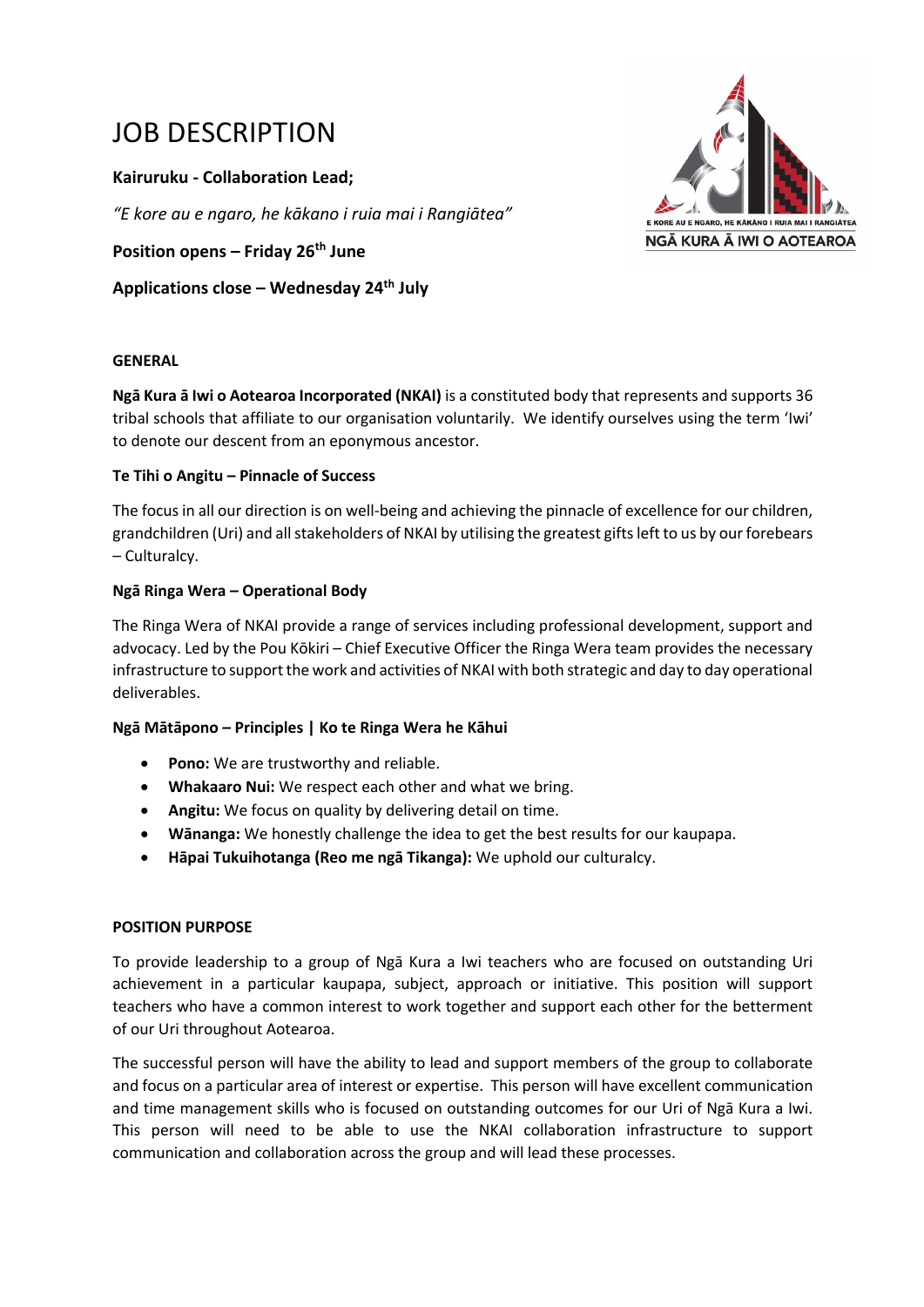# JOB DESCRIPTION

**Kairuruku - Collaboration Lead;**

*"E kore au e ngaro, he kākano i ruia mai i Rangiātea"*

**Position opens – Friday 26th June**

**Applications close – Wednesday 24th July**

E KORE AU E NGARO, HE KĀKANO I RUIA MAI I RANGIĀTEA

NGĀ KURA Ā IWI O AOTEAROA

## GENERAL

**Ngā Kura ā Iwi o Aotearoa Incorporated (NKAI)** is a constituted body that represents and supports 36 tribal schools that affiliate to our organisation voluntarily. We identify ourselves using the term 'Iwi' to denote our descent from an eponymous ancestor.

### Te Tihi o Angitu – Pinnacle of Success

The focus in all our direction is on well-being and achieving the pinnacle of excellence for our children, grandchildren (Uri) and all stakeholders of NKAI by utilising the greatest gifts left to us by our forebears – Culturalcy.

### Ngā Ringa Wera – Operational Body

The Ringa Wera of NKAI provide a range of services including professional development, support and advocacy. Led by the Pou Kōkiri – Chief Executive Officer the Ringa Wera team provides the necessary infrastructure to support the work and activities of NKAI with both strategic and day to day operational deliverables.

### Ngā Mātāpono – Principles | Ko te Ringa Wera he Kāhui

- **Pono:** We are trustworthy and reliable.
- **Whakaaro Nui:** We respect each other and what we bring.
- **Angitu:** We focus on quality by delivering detail on time.
- **Wānanga:** We honestly challenge the idea to get the best results for our kaupapa.
- **Hāpai Tukuihotanga (Reo me ngā Tikanga):** We uphold our culturalcy.

## POSITION PURPOSE

To provide leadership to a group of Ngā Kura a Iwi teachers who are focused on outstanding Uri achievement in a particular kaupapa, subject, approach or initiative. This position will support teachers who have a common interest to work together and support each other for the betterment of our Uri throughout Aotearoa.

The successful person will have the ability to lead and support members of the group to collaborate and focus on a particular area of interest or expertise. This person will have excellent communication and time management skills who is focused on outstanding outcomes for our Uri of Ngā Kura a Iwi. This person will need to be able to use the NKAI collaboration infrastructure to support communication and collaboration across the group and will lead these processes.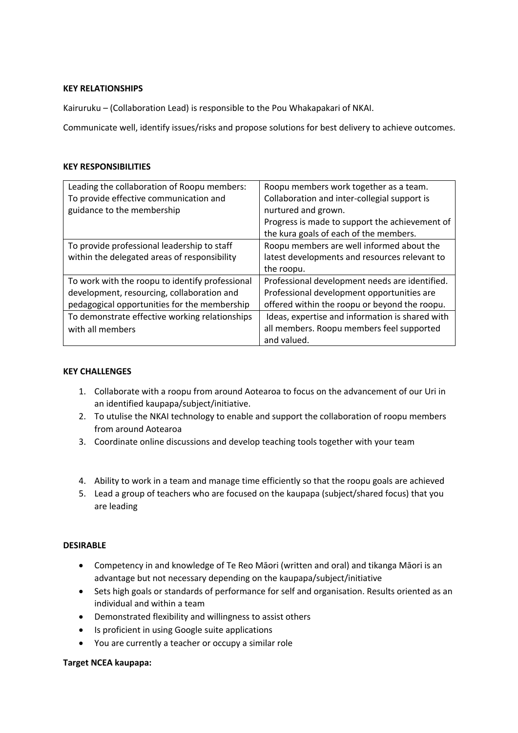**KEY RELATIONSHIPS**

Kairuruku – (Collaboration Lead) is responsible to the Pou Whakapakari of NKAI.

Communicate well, identify issues/risks and propose solutions for best delivery to achieve outcomes.

**KEY RESPONSIBILITIES**

| | |
|---|---|
| Leading the collaboration of Roopu members: To provide effective communication and guidance to the membership | Roopu members work together as a team. Collaboration and inter-collegial support is nurtured and grown. Progress is made to support the achievement of the kura goals of each of the members. |
| To provide professional leadership to staff within the delegated areas of responsibility | Roopu members are well informed about the latest developments and resources relevant to the roopu. |
| To work with the roopu to identify professional development, resourcing, collaboration and pedagogical opportunities for the membership | Professional development needs are identified. Professional development opportunities are offered within the roopu or beyond the roopu. |
| To demonstrate effective working relationships with all members | Ideas, expertise and information is shared with all members. Roopu members feel supported and valued. |

**KEY CHALLENGES**

1. Collaborate with a roopu from around Aotearoa to focus on the advancement of our Uri in an identified kaupapa/subject/initiative.
2. To utulise the NKAI technology to enable and support the collaboration of roopu members from around Aotearoa
3. Coordinate online discussions and develop teaching tools together with your team
4. Ability to work in a team and manage time efficiently so that the roopu goals are achieved
5. Lead a group of teachers who are focused on the kaupapa (subject/shared focus) that you are leading

**DESIRABLE**

- Competency in and knowledge of Te Reo Māori (written and oral) and tikanga Māori is an advantage but not necessary depending on the kaupapa/subject/initiative
- Sets high goals or standards of performance for self and organisation. Results oriented as an individual and within a team
- Demonstrated flexibility and willingness to assist others
- Is proficient in using Google suite applications
- You are currently a teacher or occupy a similar role

**Target NCEA kaupapa:**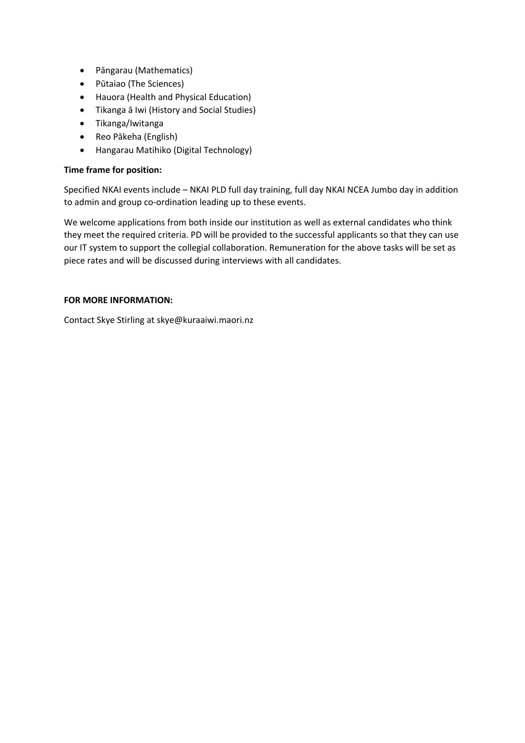- Pāngarau (Mathematics)
- Pūtaiao (The Sciences)
- Hauora (Health and Physical Education)
- Tikanga ā Iwi (History and Social Studies)
- Tikanga/Iwitanga
- Reo Pākeha (English)
- Hangarau Matihiko (Digital Technology)

**Time frame for position:**

Specified NKAI events include – NKAI PLD full day training, full day NKAI NCEA Jumbo day in addition to admin and group co-ordination leading up to these events.

We welcome applications from both inside our institution as well as external candidates who think they meet the required criteria. PD will be provided to the successful applicants so that they can use our IT system to support the collegial collaboration. Remuneration for the above tasks will be set as piece rates and will be discussed during interviews with all candidates.

**FOR MORE INFORMATION:**

Contact Skye Stirling at skye@kuraaiwi.maori.nz